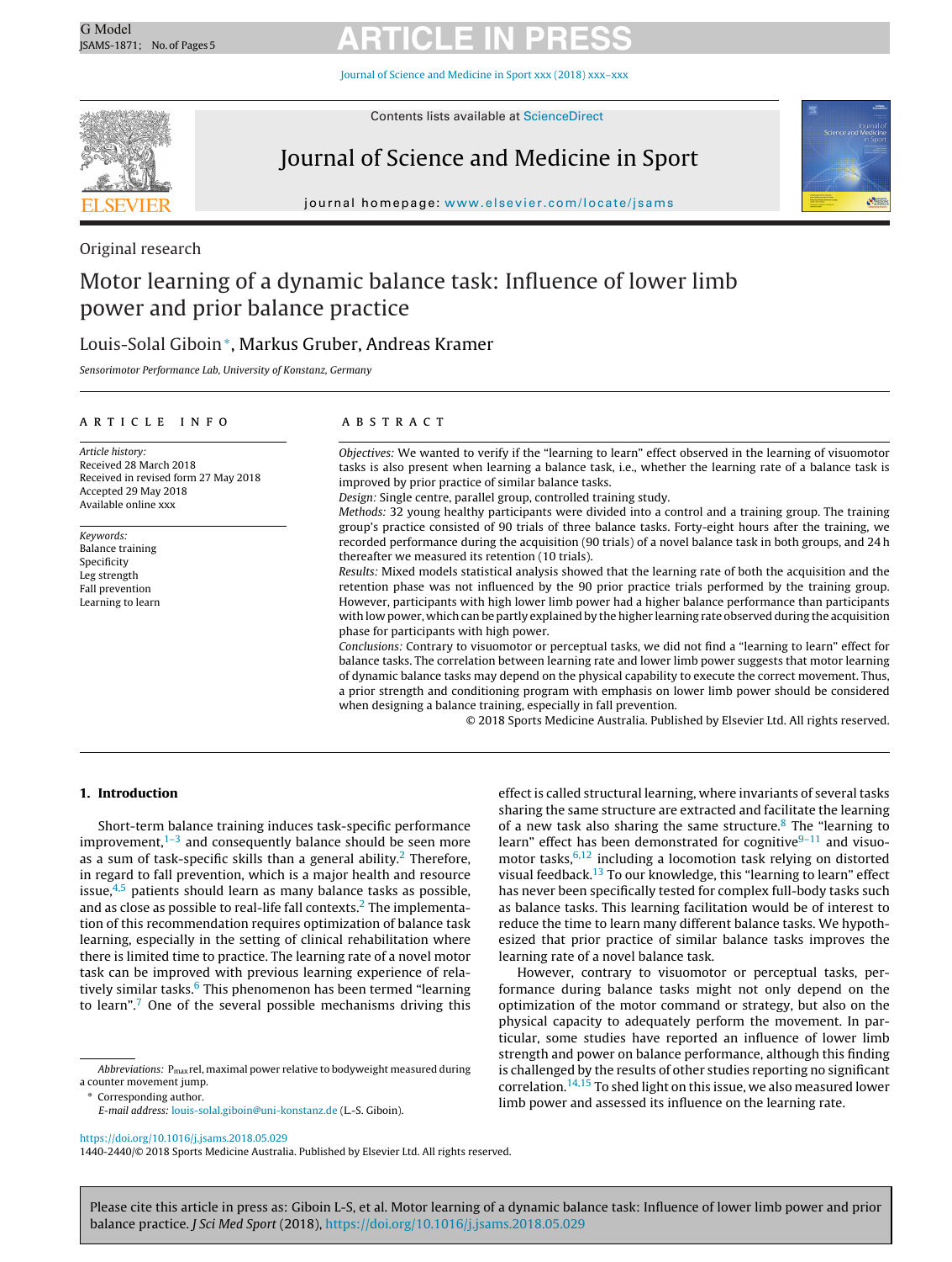Original research

# Motor learning of a dynamic balance task: Influence of lower limb power and prior balance practice

Louis-Solal Giboin*, Markus Gruber, Andreas Kramer

*Sensorimotor Performance Lab, University of Konstanz, Germany*

## ARTICLE INFO

*Article history:*
Received 28 March 2018
Received in revised form 27 May 2018
Accepted 29 May 2018
Available online xxx

*Keywords:*
Balance training
Specificity
Leg strength
Fall prevention
Learning to learn

## ABSTRACT

*Objectives:* We wanted to verify if the "learning to learn" effect observed in the learning of visuomotor tasks is also present when learning a balance task, i.e., whether the learning rate of a balance task is improved by prior practice of similar balance tasks.

*Design:* Single centre, parallel group, controlled training study.

*Methods:* 32 young healthy participants were divided into a control and a training group. The training group's practice consisted of 90 trials of three balance tasks. Forty-eight hours after the training, we recorded performance during the acquisition (90 trials) of a novel balance task in both groups, and 24 h thereafter we measured its retention (10 trials).

*Results:* Mixed models statistical analysis showed that the learning rate of both the acquisition and the retention phase was not influenced by the 90 prior practice trials performed by the training group. However, participants with high lower limb power had a higher balance performance than participants with low power, which can be partly explained by the higher learning rate observed during the acquisition phase for participants with high power.

*Conclusions:* Contrary to visuomotor or perceptual tasks, we did not find a "learning to learn" effect for balance tasks. The correlation between learning rate and lower limb power suggests that motor learning of dynamic balance tasks may depend on the physical capability to execute the correct movement. Thus, a prior strength and conditioning program with emphasis on lower limb power should be considered when designing a balance training, especially in fall prevention.

© 2018 Sports Medicine Australia. Published by Elsevier Ltd. All rights reserved.

## 1. Introduction

Short-term balance training induces task-specific performance improvement,[1–3] and consequently balance should be seen more as a sum of task-specific skills than a general ability.[2] Therefore, in regard to fall prevention, which is a major health and resource issue,[4,5] patients should learn as many balance tasks as possible, and as close as possible to real-life fall contexts.[2] The implementation of this recommendation requires optimization of balance task learning, especially in the setting of clinical rehabilitation where there is limited time to practice. The learning rate of a novel motor task can be improved with previous learning experience of relatively similar tasks.[6] This phenomenon has been termed "learning to learn".[7] One of the several possible mechanisms driving this effect is called structural learning, where invariants of several tasks sharing the same structure are extracted and facilitate the learning of a new task also sharing the same structure.[8] The "learning to learn" effect has been demonstrated for cognitive[9–11] and visuomotor tasks,[6,12] including a locomotion task relying on distorted visual feedback.[13] To our knowledge, this "learning to learn" effect has never been specifically tested for complex full-body tasks such as balance tasks. This learning facilitation would be of interest to reduce the time to learn many different balance tasks. We hypothesized that prior practice of similar balance tasks improves the learning rate of a novel balance task.

However, contrary to visuomotor or perceptual tasks, performance during balance tasks might not only depend on the optimization of the motor command or strategy, but also on the physical capacity to adequately perform the movement. In particular, some studies have reported an influence of lower limb strength and power on balance performance, although this finding is challenged by the results of other studies reporting no significant correlation.[14,15] To shed light on this issue, we also measured lower limb power and assessed its influence on the learning rate.

*Abbreviations:* $P_{max}$rel, maximal power relative to bodyweight measured during a counter movement jump.

\* Corresponding author.
*E-mail address:* louis-solal.giboin@uni-konstanz.de (L.-S. Giboin).

https://doi.org/10.1016/j.jsams.2018.05.029
1440-2440/© 2018 Sports Medicine Australia. Published by Elsevier Ltd. All rights reserved.

Please cite this article in press as: Giboin L-S, et al. Motor learning of a dynamic balance task: Influence of lower limb power and prior balance practice. *J Sci Med Sport* (2018), https://doi.org/10.1016/j.jsams.2018.05.029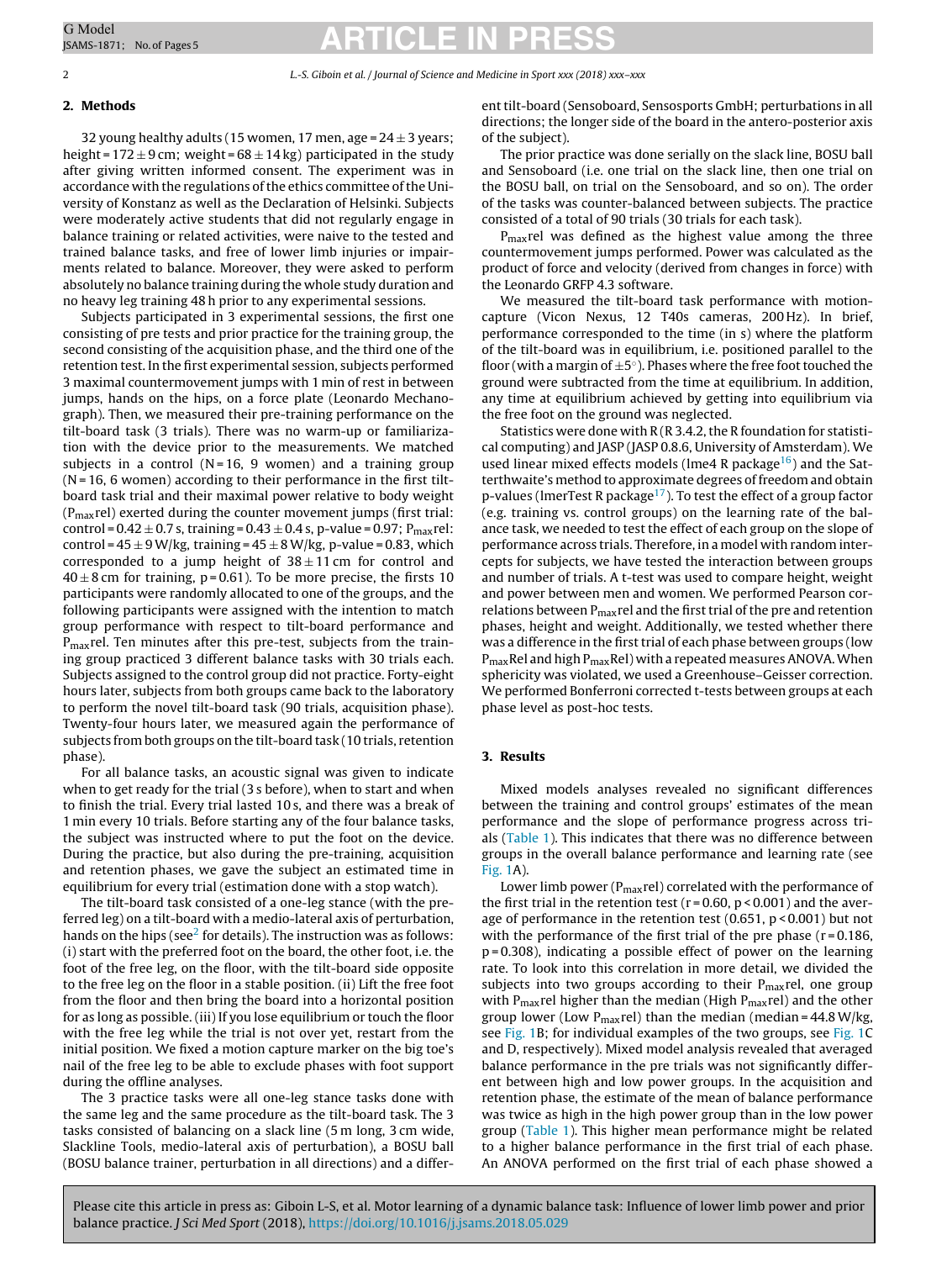## 2. Methods

32 young healthy adults (15 women, 17 men, age = 24 ± 3 years; height = 172 ± 9 cm; weight = 68 ± 14 kg) participated in the study after giving written informed consent. The experiment was in accordance with the regulations of the ethics committee of the University of Konstanz as well as the Declaration of Helsinki. Subjects were moderately active students that did not regularly engage in balance training or related activities, were naive to the tested and trained balance tasks, and free of lower limb injuries or impairments related to balance. Moreover, they were asked to perform absolutely no balance training during the whole study duration and no heavy leg training 48 h prior to any experimental sessions.

Subjects participated in 3 experimental sessions, the first one consisting of pre tests and prior practice for the training group, the second consisting of the acquisition phase, and the third one of the retention test. In the first experimental session, subjects performed 3 maximal countermovement jumps with 1 min of rest in between jumps, hands on the hips, on a force plate (Leonardo Mechanograph). Then, we measured their pre-training performance on the tilt-board task (3 trials). There was no warm-up or familiarization with the device prior to the measurements. We matched subjects in a control (N = 16, 9 women) and a training group (N = 16, 6 women) according to their performance in the first tilt-board task trial and their maximal power relative to body weight ($P_{max}$rel) exerted during the counter movement jumps (first trial: control = 0.42 ± 0.7 s, training = 0.43 ± 0.4 s, p-value = 0.97; $P_{max}$rel: control = 45 ± 9 W/kg, training = 45 ± 8 W/kg, p-value = 0.83, which corresponded to a jump height of 38 ± 11 cm for control and 40 ± 8 cm for training, p = 0.61). To be more precise, the firsts 10 participants were randomly allocated to one of the groups, and the following participants were assigned with the intention to match group performance with respect to tilt-board performance and $P_{max}$rel. Ten minutes after this pre-test, subjects from the training group practiced 3 different balance tasks with 30 trials each. Subjects assigned to the control group did not practice. Forty-eight hours later, subjects from both groups came back to the laboratory to perform the novel tilt-board task (90 trials, acquisition phase). Twenty-four hours later, we measured again the performance of subjects from both groups on the tilt-board task (10 trials, retention phase).

For all balance tasks, an acoustic signal was given to indicate when to get ready for the trial (3 s before), when to start and when to finish the trial. Every trial lasted 10 s, and there was a break of 1 min every 10 trials. Before starting any of the four balance tasks, the subject was instructed where to put the foot on the device. During the practice, but also during the pre-training, acquisition and retention phases, we gave the subject an estimated time in equilibrium for every trial (estimation done with a stop watch).

The tilt-board task consisted of a one-leg stance (with the preferred leg) on a tilt-board with a medio-lateral axis of perturbation, hands on the hips (see[2] for details). The instruction was as follows: (i) start with the preferred foot on the board, the other foot, i.e. the foot of the free leg, on the floor, with the tilt-board side opposite to the free leg on the floor in a stable position. (ii) Lift the free foot from the floor and then bring the board into a horizontal position for as long as possible. (iii) If you lose equilibrium or touch the floor with the free leg while the trial is not over yet, restart from the initial position. We fixed a motion capture marker on the big toe's nail of the free leg to be able to exclude phases with foot support during the offline analyses.

The 3 practice tasks were all one-leg stance tasks done with the same leg and the same procedure as the tilt-board task. The 3 tasks consisted of balancing on a slack line (5 m long, 3 cm wide, Slackline Tools, medio-lateral axis of perturbation), a BOSU ball (BOSU balance trainer, perturbation in all directions) and a different tilt-board (Sensoboard, Sensosports GmbH; perturbations in all directions; the longer side of the board in the antero-posterior axis of the subject).

The prior practice was done serially on the slack line, BOSU ball and Sensoboard (i.e. one trial on the slack line, then one trial on the BOSU ball, on trial on the Sensoboard, and so on). The order of the tasks was counter-balanced between subjects. The practice consisted of a total of 90 trials (30 trials for each task).

$P_{max}$rel was defined as the highest value among the three countermovement jumps performed. Power was calculated as the product of force and velocity (derived from changes in force) with the Leonardo GRFP 4.3 software.

We measured the tilt-board task performance with motion-capture (Vicon Nexus, 12 T40s cameras, 200 Hz). In brief, performance corresponded to the time (in s) where the platform of the tilt-board was in equilibrium, i.e. positioned parallel to the floor (with a margin of ±5°). Phases where the free foot touched the ground were subtracted from the time at equilibrium. In addition, any time at equilibrium achieved by getting into equilibrium via the free foot on the ground was neglected.

Statistics were done with R (R 3.4.2, the R foundation for statistical computing) and JASP (JASP 0.8.6, University of Amsterdam). We used linear mixed effects models (lme4 R package[16]) and the Satterthwaite's method to approximate degrees of freedom and obtain p-values (lmerTest R package[17]). To test the effect of a group factor (e.g. training vs. control groups) on the learning rate of the balance task, we needed to test the effect of each group on the slope of performance across trials. Therefore, in a model with random intercepts for subjects, we have tested the interaction between groups and number of trials. A t-test was used to compare height, weight and power between men and women. We performed Pearson correlations between $P_{max}$rel and the first trial of the pre and retention phases, height and weight. Additionally, we tested whether there was a difference in the first trial of each phase between groups (low $P_{max}$Rel and high $P_{max}$Rel) with a repeated measures ANOVA. When sphericity was violated, we used a Greenhouse–Geisser correction. We performed Bonferroni corrected t-tests between groups at each phase level as post-hoc tests.

## 3. Results

Mixed models analyses revealed no significant differences between the training and control groups' estimates of the mean performance and the slope of performance progress across trials (Table 1). This indicates that there was no difference between groups in the overall balance performance and learning rate (see Fig. 1A).

Lower limb power ($P_{max}$rel) correlated with the performance of the first trial in the retention test (r = 0.60, p < 0.001) and the average of performance in the retention test (0.651, p < 0.001) but not with the performance of the first trial of the pre phase (r = 0.186, p = 0.308), indicating a possible effect of power on the learning rate. To look into this correlation in more detail, we divided the subjects into two groups according to their $P_{max}$rel, one group with $P_{max}$rel higher than the median (High $P_{max}$rel) and the other group lower (Low $P_{max}$rel) than the median (median = 44.8 W/kg, see Fig. 1B; for individual examples of the two groups, see Fig. 1C and D, respectively). Mixed model analysis revealed that averaged balance performance in the pre trials was not significantly different between high and low power groups. In the acquisition and retention phase, the estimate of the mean of balance performance was twice as high in the high power group than in the low power group (Table 1). This higher mean performance might be related to a higher balance performance in the first trial of each phase. An ANOVA performed on the first trial of each phase showed a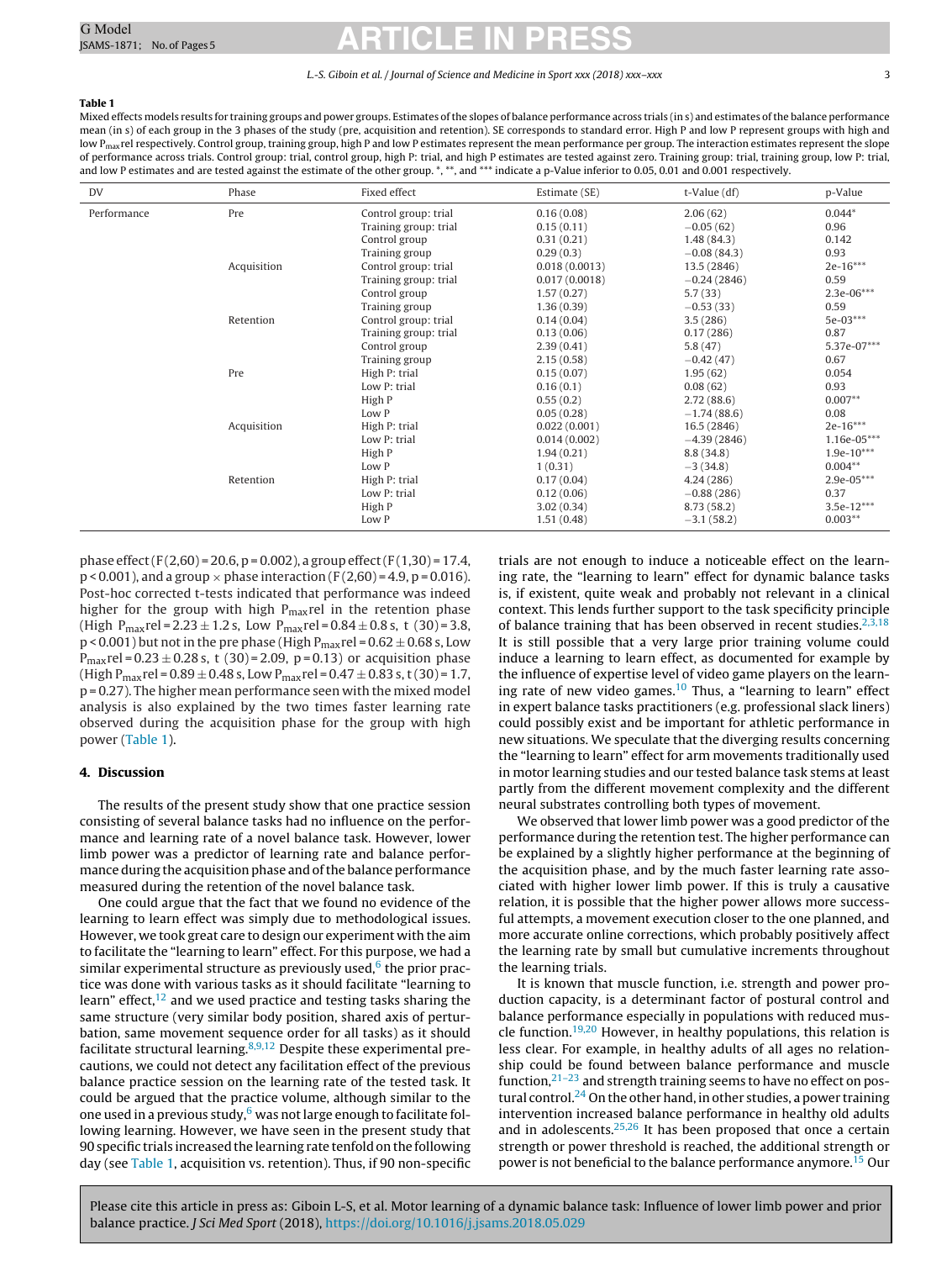**Table 1**

Mixed effects models results for training groups and power groups. Estimates of the slopes of balance performance across trials (in s) and estimates of the balance performance mean (in s) of each group in the 3 phases of the study (pre, acquisition and retention). SE corresponds to standard error. High P and low P represent groups with high and low $P_{max}$rel respectively. Control group, training group, high P and low P estimates represent the mean performance per group. The interaction estimates represent the slope of performance across trials. Control group: trial, control group, high P: trial, and high P estimates are tested against zero. Training group: trial, training group, low P: trial, and low P estimates and are tested against the estimate of the other group. *, **, and *** indicate a p-Value inferior to 0.05, 0.01 and 0.001 respectively.

| DV | Phase | Fixed effect | Estimate (SE) | t-Value (df) | p-Value |
|---|---|---|---|---|---|
| Performance | Pre | Control group: trial | 0.16 (0.08) | 2.06 (62) | 0.044* |
| | | Training group: trial | 0.15 (0.11) | −0.05 (62) | 0.96 |
| | | Control group | 0.31 (0.21) | 1.48 (84.3) | 0.142 |
| | | Training group | 0.29 (0.3) | −0.08 (84.3) | 0.93 |
| | Acquisition | Control group: trial | 0.018 (0.0013) | 13.5 (2846) | 2e-16*** |
| | | Training group: trial | 0.017 (0.0018) | −0.24 (2846) | 0.59 |
| | | Control group | 1.57 (0.27) | 5.7 (33) | 2.3e-06*** |
| | | Training group | 1.36 (0.39) | −0.53 (33) | 0.59 |
| | Retention | Control group: trial | 0.14 (0.04) | 3.5 (286) | 5e-03*** |
| | | Training group: trial | 0.13 (0.06) | 0.17 (286) | 0.87 |
| | | Control group | 2.39 (0.41) | 5.8 (47) | 5.37e-07*** |
| | | Training group | 2.15 (0.58) | −0.42 (47) | 0.67 |
| | Pre | High P: trial | 0.15 (0.07) | 1.95 (62) | 0.054 |
| | | Low P: trial | 0.16 (0.1) | 0.08 (62) | 0.93 |
| | | High P | 0.55 (0.2) | 2.72 (88.6) | 0.007** |
| | | Low P | 0.05 (0.28) | −1.74 (88.6) | 0.08 |
| | Acquisition | High P: trial | 0.022 (0.001) | 16.5 (2846) | 2e-16*** |
| | | Low P: trial | 0.014 (0.002) | −4.39 (2846) | 1.16e-05*** |
| | | High P | 1.94 (0.21) | 8.8 (34.8) | 1.9e-10*** |
| | | Low P | 1 (0.31) | −3 (34.8) | 0.004** |
| | Retention | High P: trial | 0.17 (0.04) | 4.24 (286) | 2.9e-05*** |
| | | Low P: trial | 0.12 (0.06) | −0.88 (286) | 0.37 |
| | | High P | 3.02 (0.34) | 8.73 (58.2) | 3.5e-12*** |
| | | Low P | 1.51 (0.48) | −3.1 (58.2) | 0.003** |

phase effect ($F(2,60) = 20.6$, $p = 0.002$), a group effect ($F(1,30) = 17.4$, $p < 0.001$), and a group × phase interaction ($F(2,60) = 4.9$, $p = 0.016$). Post-hoc corrected t-tests indicated that performance was indeed higher for the group with high $P_{max}$rel in the retention phase (High $P_{max}$rel = 2.23 ± 1.2 s, Low $P_{max}$rel = 0.84 ± 0.8 s, t (30) = 3.8, $p < 0.001$) but not in the pre phase (High $P_{max}$rel = 0.62 ± 0.68 s, Low $P_{max}$rel = 0.23 ± 0.28 s, t (30) = 2.09, $p = 0.13$) or acquisition phase (High $P_{max}$rel = 0.89 ± 0.48 s, Low $P_{max}$rel = 0.47 ± 0.83 s, t (30) = 1.7, $p = 0.27$). The higher mean performance seen with the mixed model analysis is also explained by the two times faster learning rate observed during the acquisition phase for the group with high power (Table 1).

## 4. Discussion

The results of the present study show that one practice session consisting of several balance tasks had no influence on the performance and learning rate of a novel balance task. However, lower limb power was a predictor of learning rate and balance performance during the acquisition phase and of the balance performance measured during the retention of the novel balance task.

One could argue that the fact that we found no evidence of the learning to learn effect was simply due to methodological issues. However, we took great care to design our experiment with the aim to facilitate the "learning to learn" effect. For this purpose, we had a similar experimental structure as previously used,[6] the prior practice was done with various tasks as it should facilitate "learning to learn" effect,[12] and we used practice and testing tasks sharing the same structure (very similar body position, shared axis of perturbation, same movement sequence order for all tasks) as it should facilitate structural learning.[8,9,12] Despite these experimental precautions, we could not detect any facilitation effect of the previous balance practice session on the learning rate of the tested task. It could be argued that the practice volume, although similar to the one used in a previous study,[6] was not large enough to facilitate following learning. However, we have seen in the present study that 90 specific trials increased the learning rate tenfold on the following day (see Table 1, acquisition vs. retention). Thus, if 90 non-specific trials are not enough to induce a noticeable effect on the learning rate, the "learning to learn" effect for dynamic balance tasks is, if existent, quite weak and probably not relevant in a clinical context. This lends further support to the task specificity principle of balance training that has been observed in recent studies.[2,3,18] It is still possible that a very large prior training volume could induce a learning to learn effect, as documented for example by the influence of expertise level of video game players on the learning rate of new video games.[10] Thus, a "learning to learn" effect in expert balance tasks practitioners (e.g. professional slack liners) could possibly exist and be important for athletic performance in new situations. We speculate that the diverging results concerning the "learning to learn" effect for arm movements traditionally used in motor learning studies and our tested balance task stems at least partly from the different movement complexity and the different neural substrates controlling both types of movement.

We observed that lower limb power was a good predictor of the performance during the retention test. The higher performance can be explained by a slightly higher performance at the beginning of the acquisition phase, and by the much faster learning rate associated with higher lower limb power. If this is truly a causative relation, it is possible that the higher power allows more successful attempts, a movement execution closer to the one planned, and more accurate online corrections, which probably positively affect the learning rate by small but cumulative increments throughout the learning trials.

It is known that muscle function, i.e. strength and power production capacity, is a determinant factor of postural control and balance performance especially in populations with reduced muscle function.[19,20] However, in healthy populations, this relation is less clear. For example, in healthy adults of all ages no relationship could be found between balance performance and muscle function,[21–23] and strength training seems to have no effect on postural control.[24] On the other hand, in other studies, a power training intervention increased balance performance in healthy old adults and in adolescents.[25,26] It has been proposed that once a certain strength or power threshold is reached, the additional strength or power is not beneficial to the balance performance anymore.[15] Our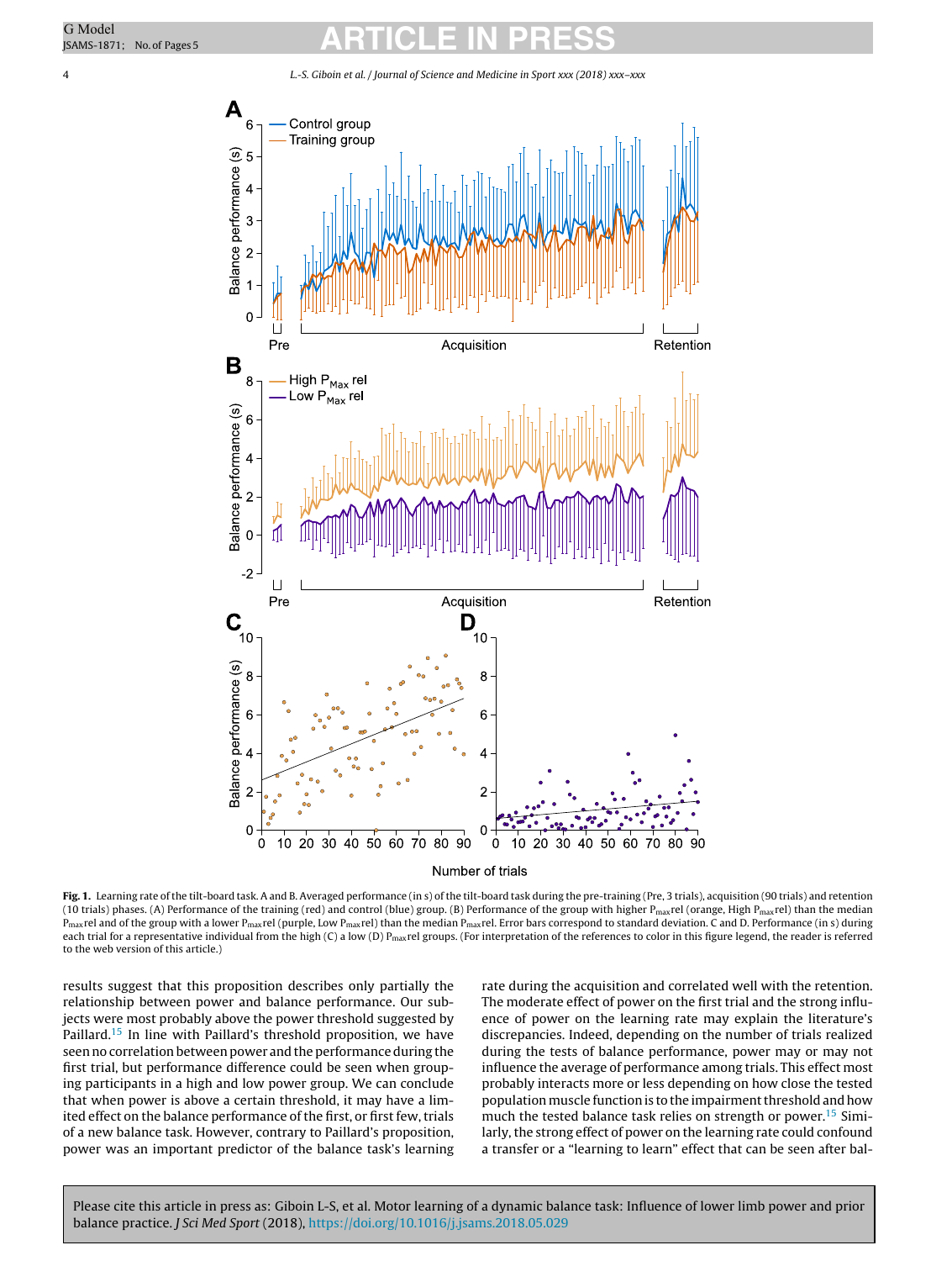**Fig. 1.** Learning rate of the tilt-board task. A and B. Averaged performance (in s) of the tilt-board task during the pre-training (Pre, 3 trials), acquisition (90 trials) and retention (10 trials) phases. (A) Performance of the training (red) and control (blue) group. (B) Performance of the group with higher $P_{max}$rel (orange, High $P_{max}$rel) than the median $P_{max}$rel and of the group with a lower $P_{max}$rel (purple, Low $P_{max}$rel) than the median $P_{max}$rel. Error bars correspond to standard deviation. C and D. Performance (in s) during each trial for a representative individual from the high (C) a low (D) $P_{max}$rel groups. (For interpretation of the references to color in this figure legend, the reader is referred to the web version of this article.)

results suggest that this proposition describes only partially the relationship between power and balance performance. Our subjects were most probably above the power threshold suggested by Paillard.[15] In line with Paillard's threshold proposition, we have seen no correlation between power and the performance during the first trial, but performance difference could be seen when grouping participants in a high and low power group. We can conclude that when power is above a certain threshold, it may have a limited effect on the balance performance of the first, or first few, trials of a new balance task. However, contrary to Paillard's proposition, power was an important predictor of the balance task's learning rate during the acquisition and correlated well with the retention. The moderate effect of power on the first trial and the strong influence of power on the learning rate may explain the literature's discrepancies. Indeed, depending on the number of trials realized during the tests of balance performance, power may or may not influence the average of performance among trials. This effect most probably interacts more or less depending on how close the tested population muscle function is to the impairment threshold and how much the tested balance task relies on strength or power.[15] Similarly, the strong effect of power on the learning rate could confound a transfer or a "learning to learn" effect that can be seen after bal-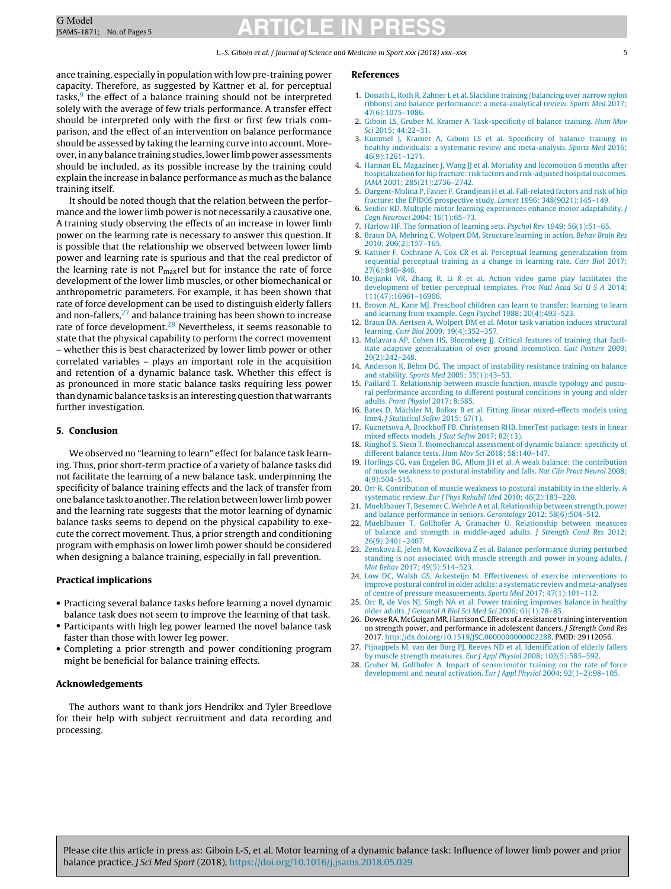ance training, especially in population with low pre-training power capacity. Therefore, as suggested by Kattner et al. for perceptual tasks,[9] the effect of a balance training should not be interpreted solely with the average of few trials performance. A transfer effect should be interpreted only with the first or first few trials comparison, and the effect of an intervention on balance performance should be assessed by taking the learning curve into account. Moreover, in any balance training studies, lower limb power assessments should be included, as its possible increase by the training could explain the increase in balance performance as much as the balance training itself.

It should be noted though that the relation between the performance and the lower limb power is not necessarily a causative one. A training study observing the effects of an increase in lower limb power on the learning rate is necessary to answer this question. It is possible that the relationship we observed between lower limb power and learning rate is spurious and that the real predictor of the learning rate is not $P_{max}$rel but for instance the rate of force development of the lower limb muscles, or other biomechanical or anthropometric parameters. For example, it has been shown that rate of force development can be used to distinguish elderly fallers and non-fallers,[27] and balance training has been shown to increase rate of force development.[28] Nevertheless, it seems reasonable to state that the physical capability to perform the correct movement – whether this is best characterized by lower limb power or other correlated variables – plays an important role in the acquisition and retention of a dynamic balance task. Whether this effect is as pronounced in more static balance tasks requiring less power than dynamic balance tasks is an interesting question that warrants further investigation.

## 5. Conclusion

We observed no "learning to learn" effect for balance task learning. Thus, prior short-term practice of a variety of balance tasks did not facilitate the learning of a new balance task, underpinning the specificity of balance training effects and the lack of transfer from one balance task to another. The relation between lower limb power and the learning rate suggests that the motor learning of dynamic balance tasks seems to depend on the physical capability to execute the correct movement. Thus, a prior strength and conditioning program with emphasis on lower limb power should be considered when designing a balance training, especially in fall prevention.

## Practical implications

- Practicing several balance tasks before learning a novel dynamic balance task does not seem to improve the learning of that task.
- Participants with high leg power learned the novel balance task faster than those with lower leg power.
- Completing a prior strength and power conditioning program might be beneficial for balance training effects.

## Acknowledgements

The authors want to thank jors Hendrikx and Tyler Breedlove for their help with subject recruitment and data recording and processing.

## References

1. Donath L, Roth R, Zahner L et al. Slackline training (balancing over narrow nylon ribbons) and balance performance: a meta-analytical review. *Sports Med* 2017; 47(6):1075–1086.
2. Giboin LS, Gruber M, Kramer A. Task-specificity of balance training. *Hum Mov Sci* 2015; 44:22–31.
3. Kummel J, Kramer A, Giboin LS et al. Specificity of balance training in healthy individuals: a systematic review and meta-analysis. *Sports Med* 2016; 46(9):1261–1271.
4. Hannan EL, Magaziner J, Wang JJ et al. Mortality and locomotion 6 months after hospitalization for hip fracture: risk factors and risk-adjusted hospital outcomes. *JAMA* 2001; 285(21):2736–2742.
5. Dargent-Molina P, Favier F, Grandjean H et al. Fall-related factors and risk of hip fracture: the EPIDOS prospective study. *Lancet* 1996; 348(9021):145–149.
6. Seidler RD. Multiple motor learning experiences enhance motor adaptability. *J Cogn Neurosci* 2004; 16(1):65–73.
7. Harlow HF. The formation of learning sets. *Psychol Rev* 1949; 56(1):51–65.
8. Braun DA, Mehring C, Wolpert DM. Structure learning in action. *Behav Brain Res* 2010; 206(2):157–165.
9. Kattner F, Cochrane A, Cox CR et al. Perceptual learning generalization from sequential perceptual training as a change in learning rate. *Curr Biol* 2017; 27(6):840–846.
10. Bejjanki VR, Zhang R, Li R et al. Action video game play facilitates the development of better perceptual templates. *Proc Natl Acad Sci U S A* 2014; 111(47):16961–16966.
11. Brown AL, Kane MJ. Preschool children can learn to transfer: learning to learn and learning from example. *Cogn Psychol* 1988; 20(4):493–523.
12. Braun DA, Aertsen A, Wolpert DM et al. Motor task variation induces structural learning. *Curr Biol* 2009; 19(4):352–357.
13. Mulavara AP, Cohen HS, Bloomberg JJ. Critical features of training that facilitate adaptive generalization of over ground locomotion. *Gait Posture* 2009; 29(2):242–248.
14. Anderson K, Behm DG. The impact of instability resistance training on balance and stability. *Sports Med* 2005; 35(1):43–53.
15. Paillard T. Relationship between muscle function, muscle typology and postural performance according to different postural conditions in young and older adults. *Front Physiol* 2017; 8:585.
16. Bates D, Mächler M, Bolker B et al. Fitting linear mixed-effects models using lme4. *J Statistical Softw* 2015; 67(1).
17. Kuznetsova A, Brockhoff PB, Christensen RHB. lmerTest package: tests in linear mixed effects models. *J Stat Softw* 2017; 82(13).
18. Ringhof S, Stein T. Biomechanical assessment of dynamic balance: specificity of different balance tests. *Hum Mov Sci* 2018; 58:140–147.
19. Horlings CG, van Engelen BG, Allum JH et al. A weak balance: the contribution of muscle weakness to postural instability and falls. *Nat Clin Pract Neurol* 2008; 4(9):504–515.
20. Orr R. Contribution of muscle weakness to postural instability in the elderly. A systematic review. *Eur J Phys Rehabil Med* 2010; 46(2):183–220.
21. Muehlbauer T, Besemer C, Wehrle A et al. Relationship between strength, power and balance performance in seniors. *Gerontology* 2012; 58(6):504–512.
22. Muehlbauer T, Gollhofer A, Granacher U. Relationship between measures of balance and strength in middle-aged adults. *J Strength Cond Res* 2012; 26(9):2401–2407.
23. Zemkova E, Jelen M, Kovacikova Z et al. Balance performance during perturbed standing is not associated with muscle strength and power in young adults. *J Mot Behav* 2017; 49(5):514–523.
24. Low DC, Walsh GS, Arkesteijn M. Effectiveness of exercise interventions to improve postural control in older adults: a systematic review and meta-analyses of centre of pressure measurements. *Sports Med* 2017; 47(1):101–112.
25. Orr R, de Vos NJ, Singh NA et al. Power training improves balance in healthy older adults. *J Gerontol A Biol Sci Med Sci* 2006; 61(1):78–85.
26. Dowse RA, McGuigan MR, Harrison C. Effects of a resistance training intervention on strength power, and performance in adolescent dancers. *J Strength Cond Res* 2017. http://dx.doi.org/10.1519/JSC.0000000000002288. PMID: 29112056.
27. Pijnappels M, van der Burg PJ, Reeves ND et al. Identification of elderly fallers by muscle strength measures. *Eur J Appl Physiol* 2008; 102(5):585–592.
28. Gruber M, Gollhofer A. Impact of sensorimotor training on the rate of force development and neural activation. *Eur J Appl Physiol* 2004; 92(1–2):98–105.

Please cite this article in press as: Giboin L-S, et al. Motor learning of a dynamic balance task: Influence of lower limb power and prior balance practice. *J Sci Med Sport* (2018), https://doi.org/10.1016/j.jsams.2018.05.029